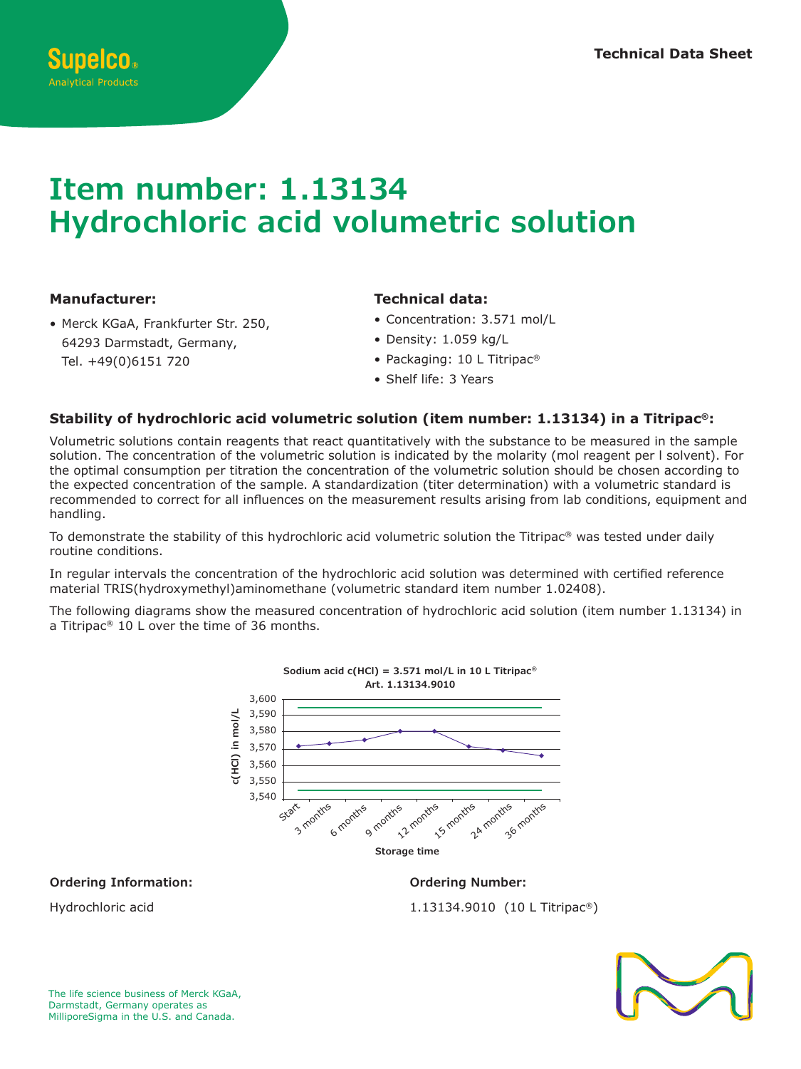Supelco®
Analytical Products

Technical Data Sheet

# Item number: 1.13134
# Hydrochloric acid volumetric solution

### Manufacturer:

- Merck KGaA, Frankfurter Str. 250, 64293 Darmstadt, Germany, Tel. +49(0)6151 720

### Technical data:

- Concentration: 3.571 mol/L
- Density: 1.059 kg/L
- Packaging: 10 L Titripac®
- Shelf life: 3 Years

### Stability of hydrochloric acid volumetric solution (item number: 1.13134) in a Titripac®:

Volumetric solutions contain reagents that react quantitatively with the substance to be measured in the sample solution. The concentration of the volumetric solution is indicated by the molarity (mol reagent per l solvent). For the optimal consumption per titration the concentration of the volumetric solution should be chosen according to the expected concentration of the sample. A standardization (titer determination) with a volumetric standard is recommended to correct for all influences on the measurement results arising from lab conditions, equipment and handling.

To demonstrate the stability of this hydrochloric acid volumetric solution the Titripac® was tested under daily routine conditions.

In regular intervals the concentration of the hydrochloric acid solution was determined with certified reference material TRIS(hydroxymethyl)aminomethane (volumetric standard item number 1.02408).

The following diagrams show the measured concentration of hydrochloric acid solution (item number 1.13134) in a Titripac® 10 L over the time of 36 months.

**Sodium acid c(HCl) = 3.571 mol/L in 10 L Titripac®**
**Art. 1.13134.9010**

| Storage time | c(HCl) in mol/L |
|---|---|
| Start | 3,571 |
| 3 months | 3,573 |
| 6 months | 3,575 |
| 9 months | 3,580 |
| 12 months | 3,580 |
| 15 months | 3,571 |
| 24 months | 3,569 |
| 36 months | 3,566 |

### Ordering Information:

Hydrochloric acid

### Ordering Number:

1.13134.9010 (10 L Titripac®)

The life science business of Merck KGaA, Darmstadt, Germany operates as MilliporeSigma in the U.S. and Canada.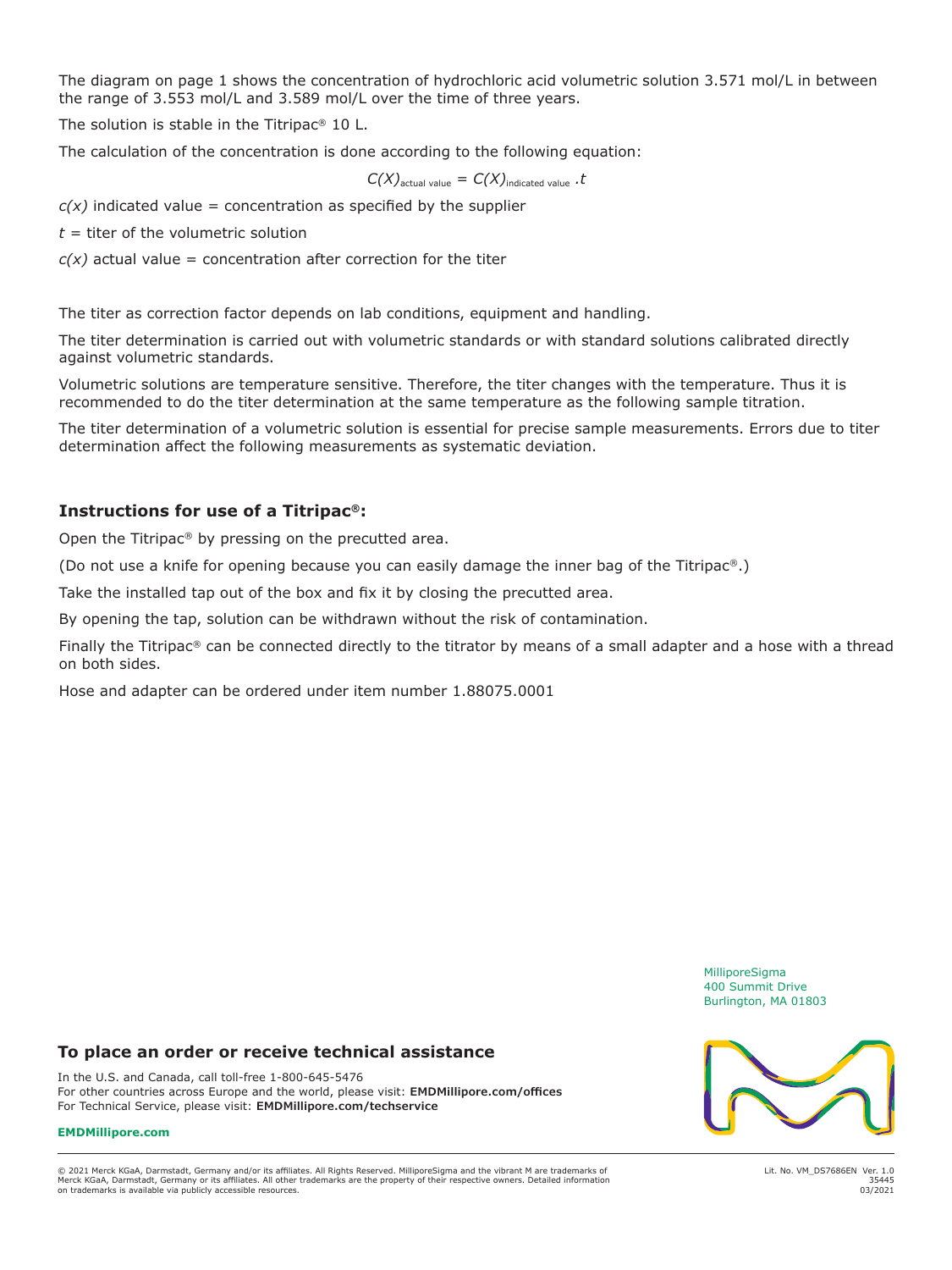The diagram on page 1 shows the concentration of hydrochloric acid volumetric solution 3.571 mol/L in between the range of 3.553 mol/L and 3.589 mol/L over the time of three years.

The solution is stable in the Titripac® 10 L.

The calculation of the concentration is done according to the following equation:

$$C(X)_{\text{actual value}} = C(X)_{\text{indicated value}} \cdot t$$

$c(x)$ indicated value = concentration as specified by the supplier

$t$ = titer of the volumetric solution

$c(x)$ actual value = concentration after correction for the titer

The titer as correction factor depends on lab conditions, equipment and handling.

The titer determination is carried out with volumetric standards or with standard solutions calibrated directly against volumetric standards.

Volumetric solutions are temperature sensitive. Therefore, the titer changes with the temperature. Thus it is recommended to do the titer determination at the same temperature as the following sample titration.

The titer determination of a volumetric solution is essential for precise sample measurements. Errors due to titer determination affect the following measurements as systematic deviation.

### Instructions for use of a Titripac®:

Open the Titripac® by pressing on the precutted area.

(Do not use a knife for opening because you can easily damage the inner bag of the Titripac®.)

Take the installed tap out of the box and fix it by closing the precutted area.

By opening the tap, solution can be withdrawn without the risk of contamination.

Finally the Titripac® can be connected directly to the titrator by means of a small adapter and a hose with a thread on both sides.

Hose and adapter can be ordered under item number 1.88075.0001

MilliporeSigma
400 Summit Drive
Burlington, MA 01803

### To place an order or receive technical assistance

In the U.S. and Canada, call toll-free 1-800-645-5476
For other countries across Europe and the world, please visit: **EMDMillipore.com/offices**
For Technical Service, please visit: **EMDMillipore.com/techservice**

**EMDMillipore.com**

© 2021 Merck KGaA, Darmstadt, Germany and/or its affiliates. All Rights Reserved. MilliporeSigma and the vibrant M are trademarks of Merck KGaA, Darmstadt, Germany or its affiliates. All other trademarks are the property of their respective owners. Detailed information on trademarks is available via publicly accessible resources.

Lit. No. VM_DS7686EN Ver. 1.0
35445
03/2021